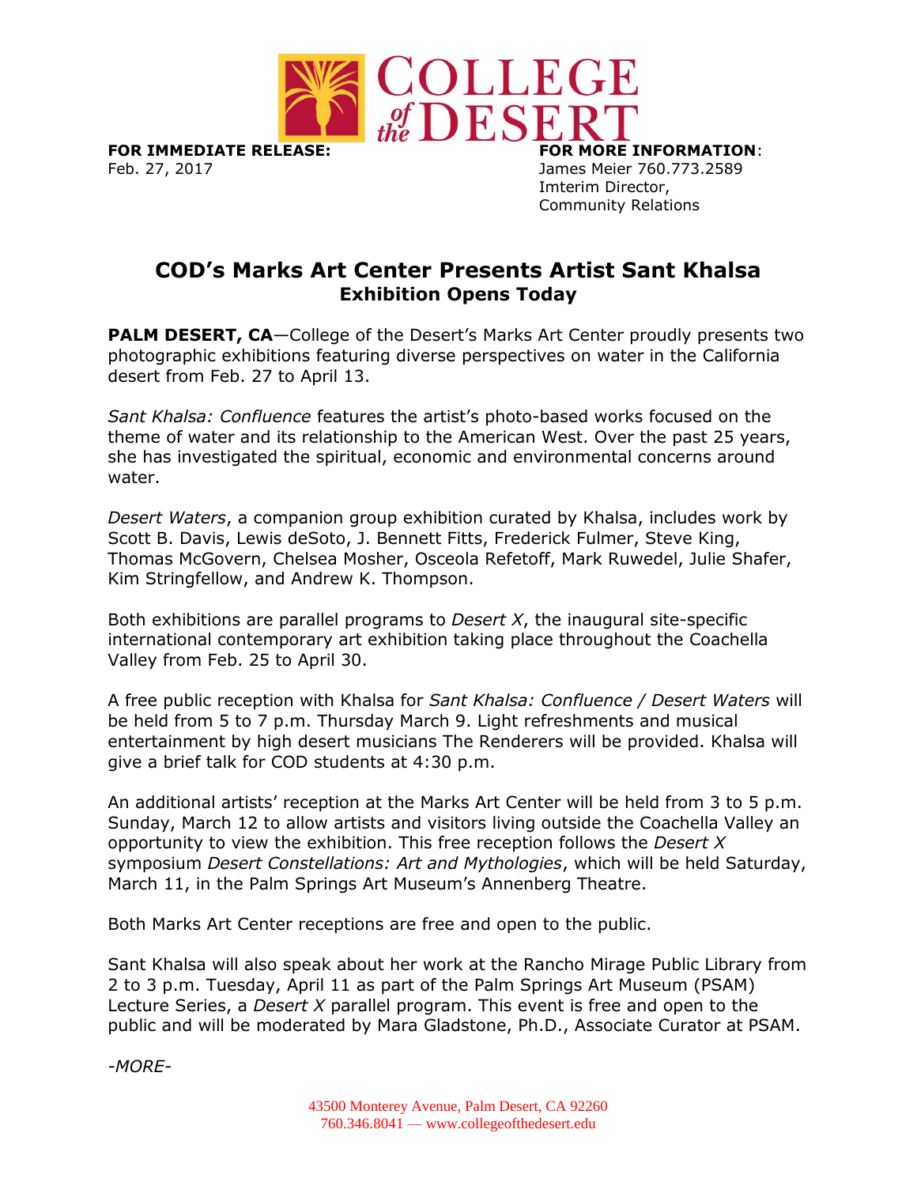COLLEGE of the DESERT

**FOR IMMEDIATE RELEASE:**
Feb. 27, 2017

**FOR MORE INFORMATION**:
James Meier 760.773.2589
Imterim Director,
Community Relations

# COD's Marks Art Center Presents Artist Sant Khalsa

## Exhibition Opens Today

**PALM DESERT, CA**—College of the Desert's Marks Art Center proudly presents two photographic exhibitions featuring diverse perspectives on water in the California desert from Feb. 27 to April 13.

*Sant Khalsa: Confluence* features the artist's photo-based works focused on the theme of water and its relationship to the American West. Over the past 25 years, she has investigated the spiritual, economic and environmental concerns around water.

*Desert Waters*, a companion group exhibition curated by Khalsa, includes work by Scott B. Davis, Lewis deSoto, J. Bennett Fitts, Frederick Fulmer, Steve King, Thomas McGovern, Chelsea Mosher, Osceola Refetoff, Mark Ruwedel, Julie Shafer, Kim Stringfellow, and Andrew K. Thompson.

Both exhibitions are parallel programs to *Desert X*, the inaugural site-specific international contemporary art exhibition taking place throughout the Coachella Valley from Feb. 25 to April 30.

A free public reception with Khalsa for *Sant Khalsa: Confluence / Desert Waters* will be held from 5 to 7 p.m. Thursday March 9. Light refreshments and musical entertainment by high desert musicians The Renderers will be provided. Khalsa will give a brief talk for COD students at 4:30 p.m.

An additional artists' reception at the Marks Art Center will be held from 3 to 5 p.m. Sunday, March 12 to allow artists and visitors living outside the Coachella Valley an opportunity to view the exhibition. This free reception follows the *Desert X* symposium *Desert Constellations: Art and Mythologies*, which will be held Saturday, March 11, in the Palm Springs Art Museum's Annenberg Theatre.

Both Marks Art Center receptions are free and open to the public.

Sant Khalsa will also speak about her work at the Rancho Mirage Public Library from 2 to 3 p.m. Tuesday, April 11 as part of the Palm Springs Art Museum (PSAM) Lecture Series, a *Desert X* parallel program. This event is free and open to the public and will be moderated by Mara Gladstone, Ph.D., Associate Curator at PSAM.

*-MORE-*

43500 Monterey Avenue, Palm Desert, CA 92260
760.346.8041 — www.collegeofthedesert.edu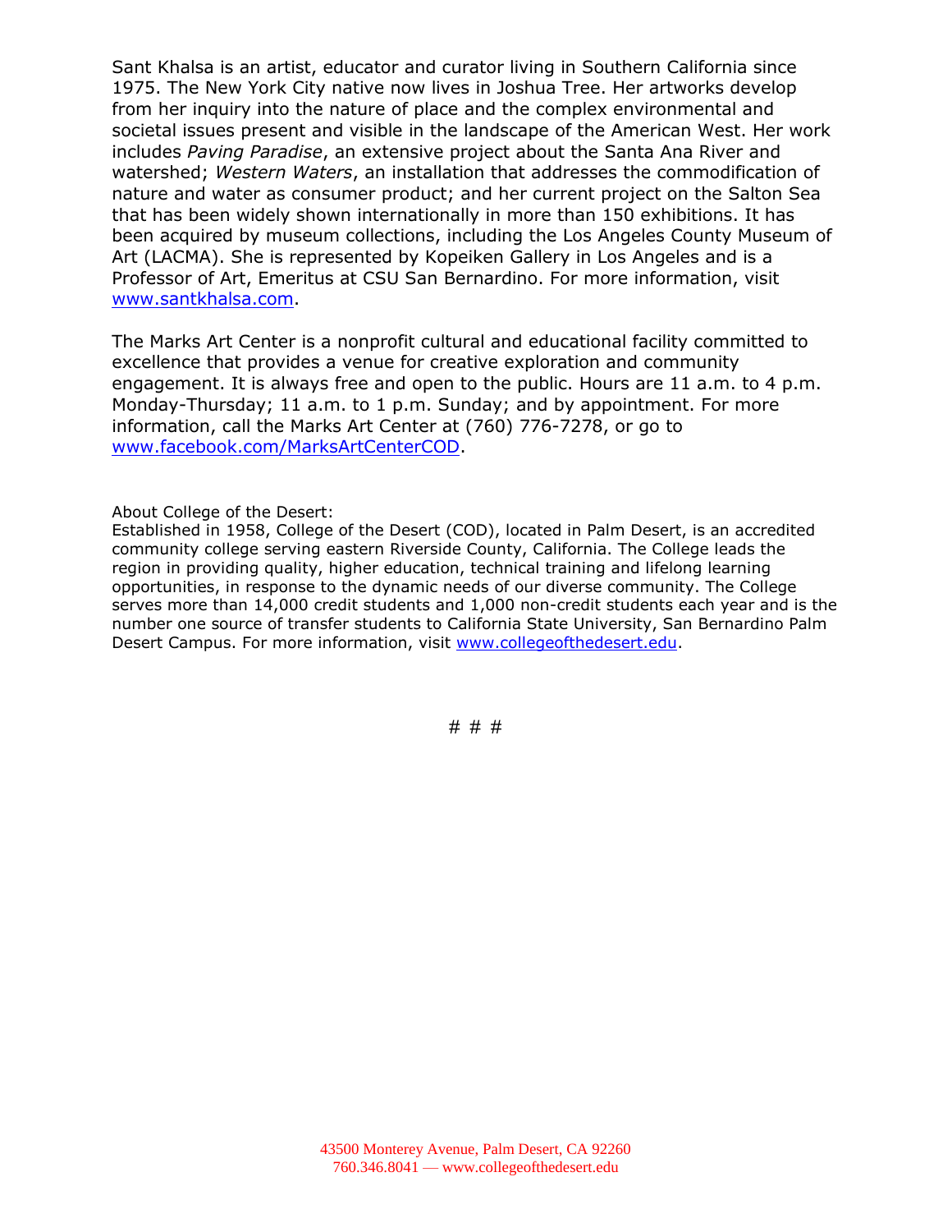Sant Khalsa is an artist, educator and curator living in Southern California since 1975. The New York City native now lives in Joshua Tree. Her artworks develop from her inquiry into the nature of place and the complex environmental and societal issues present and visible in the landscape of the American West. Her work includes *Paving Paradise*, an extensive project about the Santa Ana River and watershed; *Western Waters*, an installation that addresses the commodification of nature and water as consumer product; and her current project on the Salton Sea that has been widely shown internationally in more than 150 exhibitions. It has been acquired by museum collections, including the Los Angeles County Museum of Art (LACMA). She is represented by Kopeiken Gallery in Los Angeles and is a Professor of Art, Emeritus at CSU San Bernardino. For more information, visit [www.santkhalsa.com](http://www.santkhalsa.com).

The Marks Art Center is a nonprofit cultural and educational facility committed to excellence that provides a venue for creative exploration and community engagement. It is always free and open to the public. Hours are 11 a.m. to 4 p.m. Monday-Thursday; 11 a.m. to 1 p.m. Sunday; and by appointment. For more information, call the Marks Art Center at (760) 776-7278, or go to [www.facebook.com/MarksArtCenterCOD](http://www.facebook.com/MarksArtCenterCOD).

About College of the Desert:
Established in 1958, College of the Desert (COD), located in Palm Desert, is an accredited community college serving eastern Riverside County, California. The College leads the region in providing quality, higher education, technical training and lifelong learning opportunities, in response to the dynamic needs of our diverse community. The College serves more than 14,000 credit students and 1,000 non-credit students each year and is the number one source of transfer students to California State University, San Bernardino Palm Desert Campus. For more information, visit [www.collegeofthedesert.edu](http://www.collegeofthedesert.edu).

# # #

43500 Monterey Avenue, Palm Desert, CA 92260
760.346.8041 — www.collegeofthedesert.edu